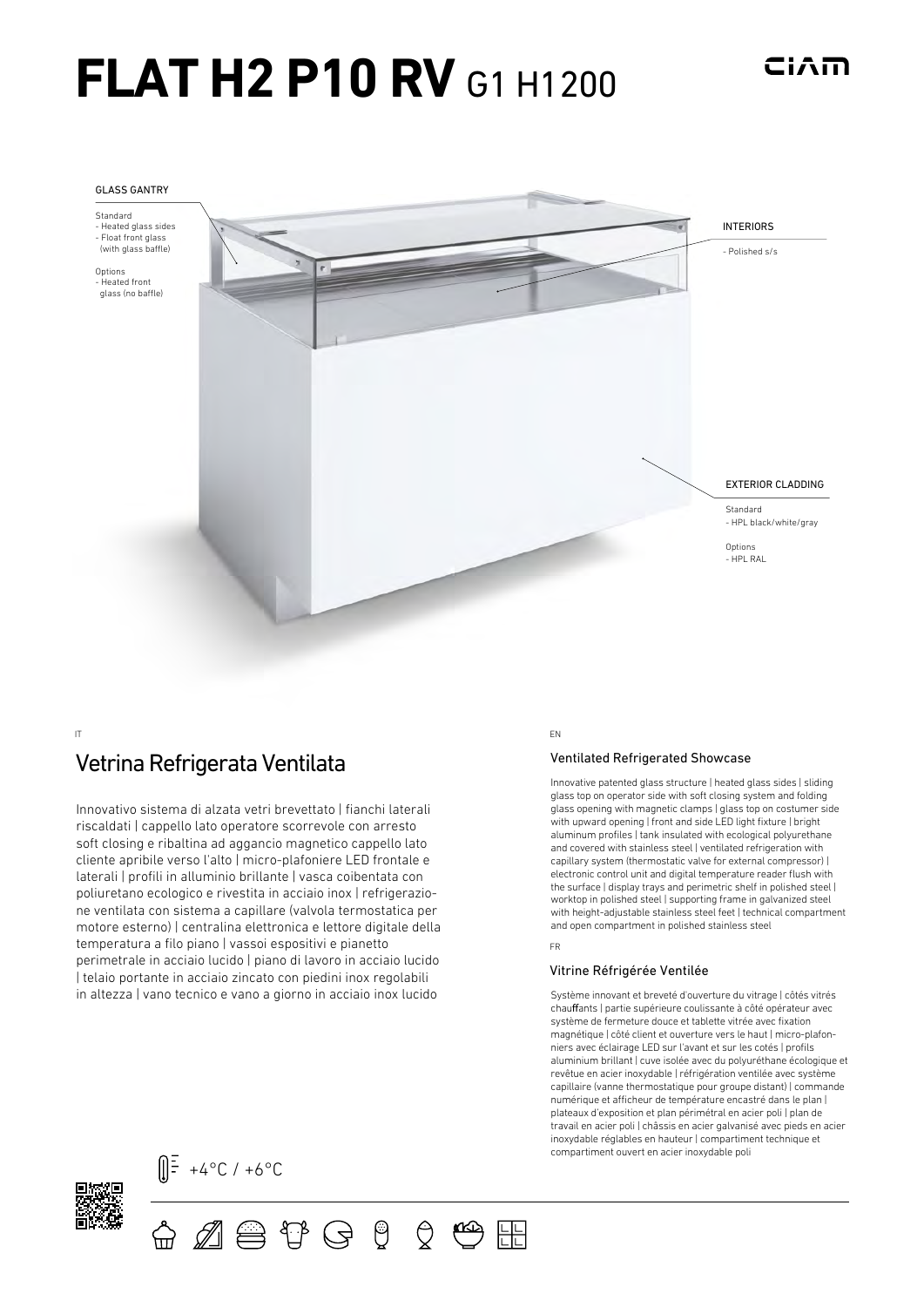# FLAT H2 P10 RV G1 H1200

CIAM

GLASS GANTRY

Standard
- Heated glass sides
- Float front glass (with glass baffle)

Options
- Heated front glass (no baffle)

INTERIORS

- Polished s/s

EXTERIOR CLADDING

Standard
- HPL black/white/gray

Options
- HPL RAL

IT

## Vetrina Refrigerata Ventilata

Innovativo sistema di alzata vetri brevettato | fianchi laterali riscaldati | cappello lato operatore scorrevole con arresto soft closing e ribaltina ad aggancio magnetico cappello lato cliente apribile verso l'alto | micro-plafoniere LED frontale e laterali | profili in alluminio brillante | vasca coibentata con poliuretano ecologico e rivestita in acciaio inox | refrigerazione ventilata con sistema a capillare (valvola termostatica per motore esterno) | centralina elettronica e lettore digitale della temperatura a filo piano | vassoi espositivi e pianetto perimetrale in acciaio lucido | piano di lavoro in acciaio lucido | telaio portante in acciaio zincato con piedini inox regolabili in altezza | vano tecnico e vano a giorno in acciaio inox lucido

EN

### Ventilated Refrigerated Showcase

Innovative patented glass structure | heated glass sides | sliding glass top on operator side with soft closing system and folding glass opening with magnetic clamps | glass top on costumer side with upward opening | front and side LED light fixture | bright aluminum profiles | tank insulated with ecological polyurethane and covered with stainless steel | ventilated refrigeration with capillary system (thermostatic valve for external compressor) | electronic control unit and digital temperature reader flush with the surface | display trays and perimetric shelf in polished steel | worktop in polished steel | supporting frame in galvanized steel with height-adjustable stainless steel feet | technical compartment and open compartment in polished stainless steel

FR

### Vitrine Réfrigérée Ventilée

Système innovant et breveté d'ouverture du vitrage | côtés vitrés chauffants | partie supérieure coulissante à côté opérateur avec système de fermeture douce et tablette vitrée avec fixation magnétique | côté client et ouverture vers le haut | micro-plafonniers avec éclairage LED sur l'avant et sur les cotés | profils aluminium brillant | cuve isolée avec du polyuréthane écologique et revêtue en acier inoxydable | réfrigération ventilée avec système capillaire (vanne thermostatique pour groupe distant) | commande numérique et afficheur de température encastré dans le plan | plateaux d'exposition et plan périmétral en acier poli | plan de travail en acier poli | châssis en acier galvanisé avec pieds en acier inoxydable réglables en hauteur | compartiment technique et compartiment ouvert en acier inoxydable poli

+4°C / +6°C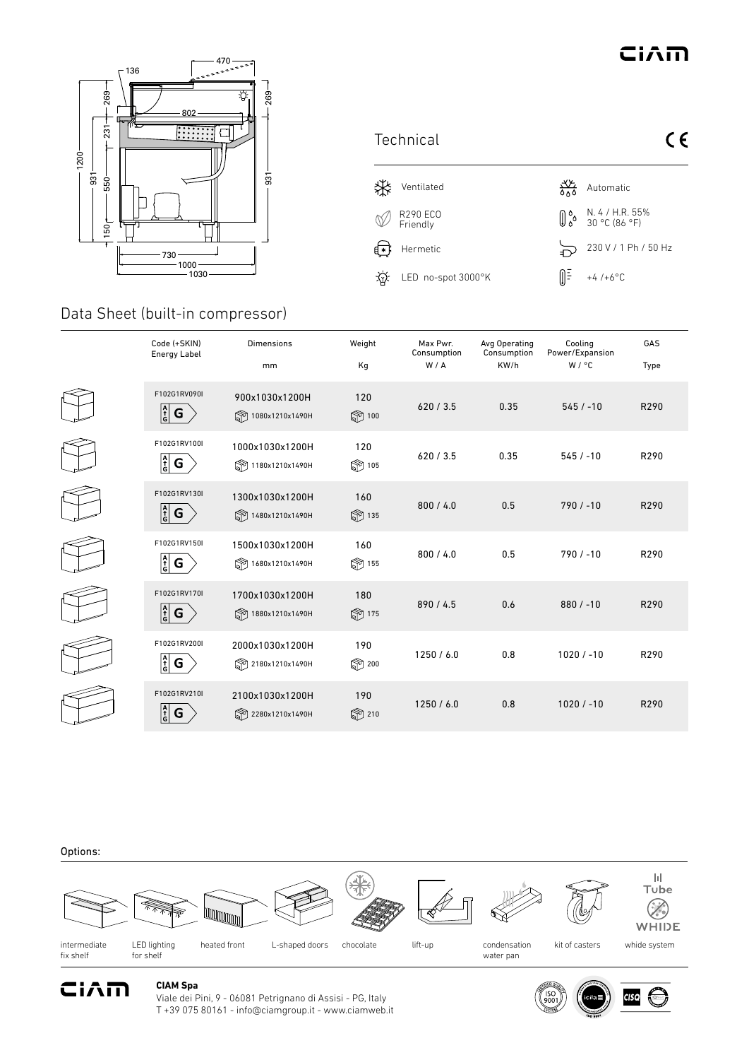## Technical

| | | | |
|---|---|---|---|
| Ventilated | | Automatic | |
| R290 ECO Friendly | | N. 4 / H.R. 55% 30 °C (86 °F) | |
| Hermetic | | 230 V / 1 Ph / 50 Hz | |
| LED no-spot 3000°K | | +4 /+6°C | |

## Data Sheet (built-in compressor)

| Code (+SKIN) Energy Label | Dimensions mm | Weight Kg | Max Pwr. Consumption W / A | Avg Operating Consumption KW/h | Cooling Power/Expansion W / °C | GAS Type |
|---|---|---|---|---|---|---|
| F102G1RV090I G | 900x1030x1200H 1080x1210x1490H | 120 100 | 620 / 3.5 | 0.35 | 545 / -10 | R290 |
| F102G1RV100I G | 1000x1030x1200H 1180x1210x1490H | 120 105 | 620 / 3.5 | 0.35 | 545 / -10 | R290 |
| F102G1RV130I G | 1300x1030x1200H 1480x1210x1490H | 160 135 | 800 / 4.0 | 0.5 | 790 / -10 | R290 |
| F102G1RV150I G | 1500x1030x1200H 1680x1210x1490H | 160 155 | 800 / 4.0 | 0.5 | 790 / -10 | R290 |
| F102G1RV170I G | 1700x1030x1200H 1880x1210x1490H | 180 175 | 890 / 4.5 | 0.6 | 880 / -10 | R290 |
| F102G1RV200I G | 2000x1030x1200H 2180x1210x1490H | 190 200 | 1250 / 6.0 | 0.8 | 1020 / -10 | R290 |
| F102G1RV210I G | 2100x1030x1200H 2280x1210x1490H | 190 210 | 1250 / 6.0 | 0.8 | 1020 / -10 | R290 |

Options:

intermediate fix shelf, LED lighting for shelf, heated front, L-shaped doors, chocolate, lift-up, condensation water pan, kit of casters, whide system

**CIAM Spa**
Viale dei Pini, 9 - 06081 Petrignano di Assisi - PG, Italy
T +39 075 80161 - info@ciamgroup.it - www.ciamweb.it